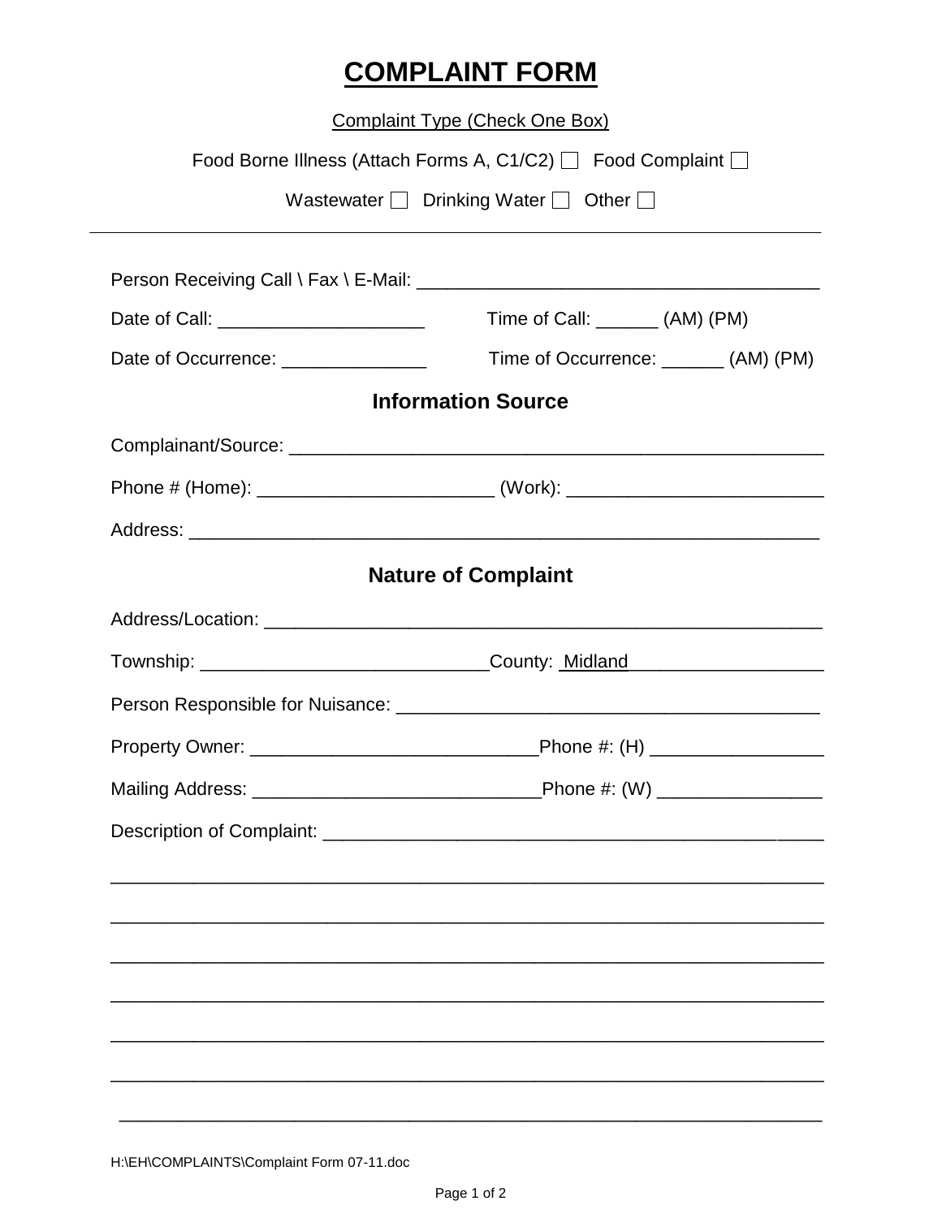# COMPLAINT FORM

Complaint Type (Check One Box)

Food Borne Illness (Attach Forms A, C1/C2) ☐ Food Complaint ☐

Wastewater ☐ Drinking Water ☐ Other ☐

---

Person Receiving Call \ Fax \ E-Mail: _______________________________________

Date of Call: ____________________ Time of Call: ______ (AM) (PM)

Date of Occurrence: ______________ Time of Occurrence: ______ (AM) (PM)

## Information Source

Complainant/Source: ___________________________________________________

Phone # (Home): _______________________ (Work): _________________________

Address: ______________________________________________________________

## Nature of Complaint

Address/Location: _______________________________________________________

Township: ____________________________County: Midland___________________

Person Responsible for Nuisance: _________________________________________

Property Owner: ____________________________Phone #: (H) _________________

Mailing Address: ____________________________Phone #: (W) ________________

Description of Complaint: _______________________________________________

_____________________________________________________________________

_____________________________________________________________________

_____________________________________________________________________

_____________________________________________________________________

_____________________________________________________________________

_____________________________________________________________________

_____________________________________________________________________

H:\EH\COMPLAINTS\Complaint Form 07-11.doc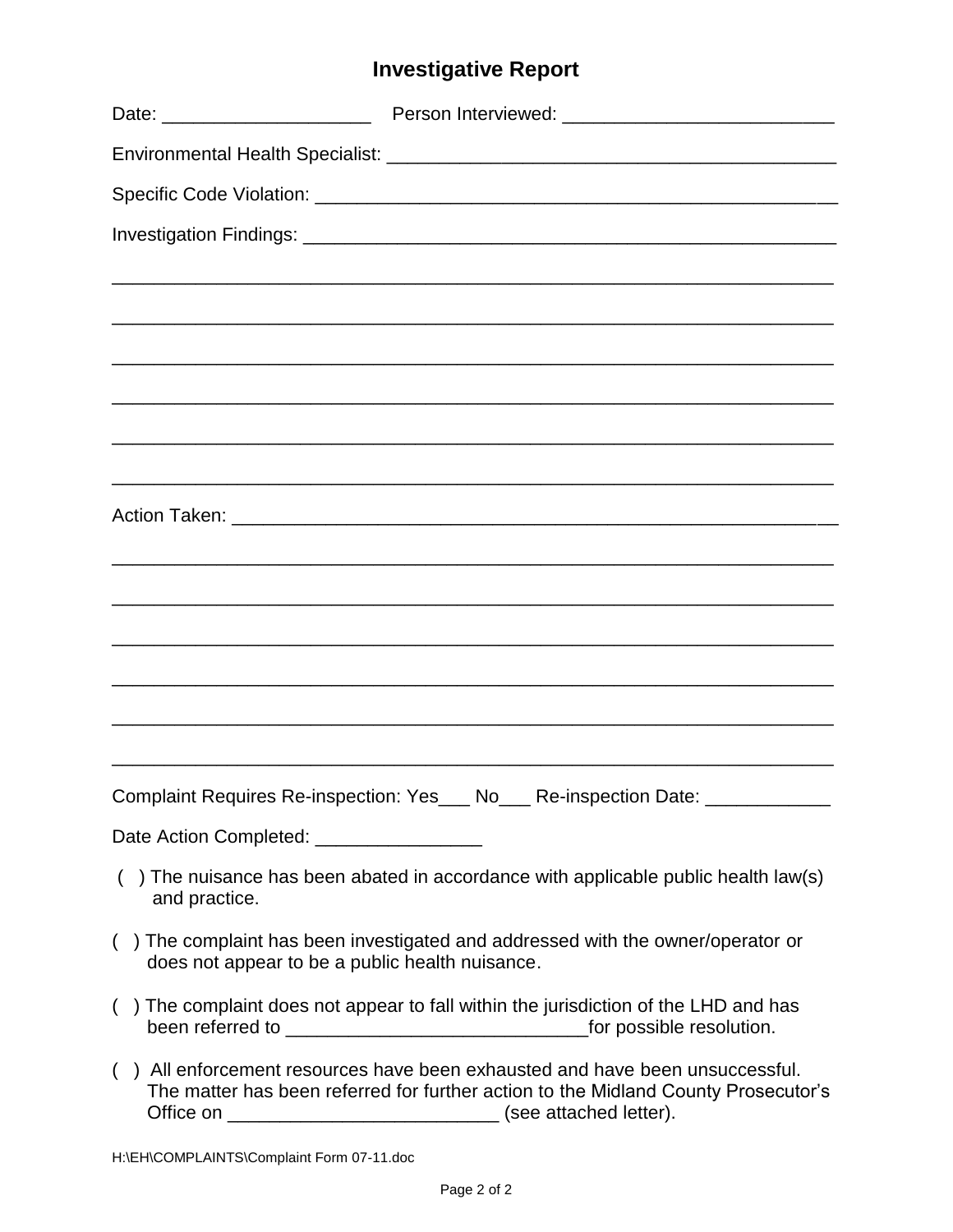# Investigative Report

Date: ____________________ Person Interviewed: _________________________

Environmental Health Specialist: ___________________________________________

Specific Code Violation: __________________________________________________

Investigation Findings: ___________________________________________________

_________________________________________________________________

_________________________________________________________________

_________________________________________________________________

_________________________________________________________________

_________________________________________________________________

_________________________________________________________________

Action Taken: ____________________________________________________________

_________________________________________________________________

_________________________________________________________________

_________________________________________________________________

_________________________________________________________________

_________________________________________________________________

_________________________________________________________________

Complaint Requires Re-inspection: Yes___ No___ Re-inspection Date: ____________

Date Action Completed: ________________

( ) The nuisance has been abated in accordance with applicable public health law(s) and practice.

( ) The complaint has been investigated and addressed with the owner/operator or does not appear to be a public health nuisance.

( ) The complaint does not appear to fall within the jurisdiction of the LHD and has been referred to _____________________________for possible resolution.

( ) All enforcement resources have been exhausted and have been unsuccessful. The matter has been referred for further action to the Midland County Prosecutor's Office on __________________________ (see attached letter).

H:\EH\COMPLAINTS\Complaint Form 07-11.doc